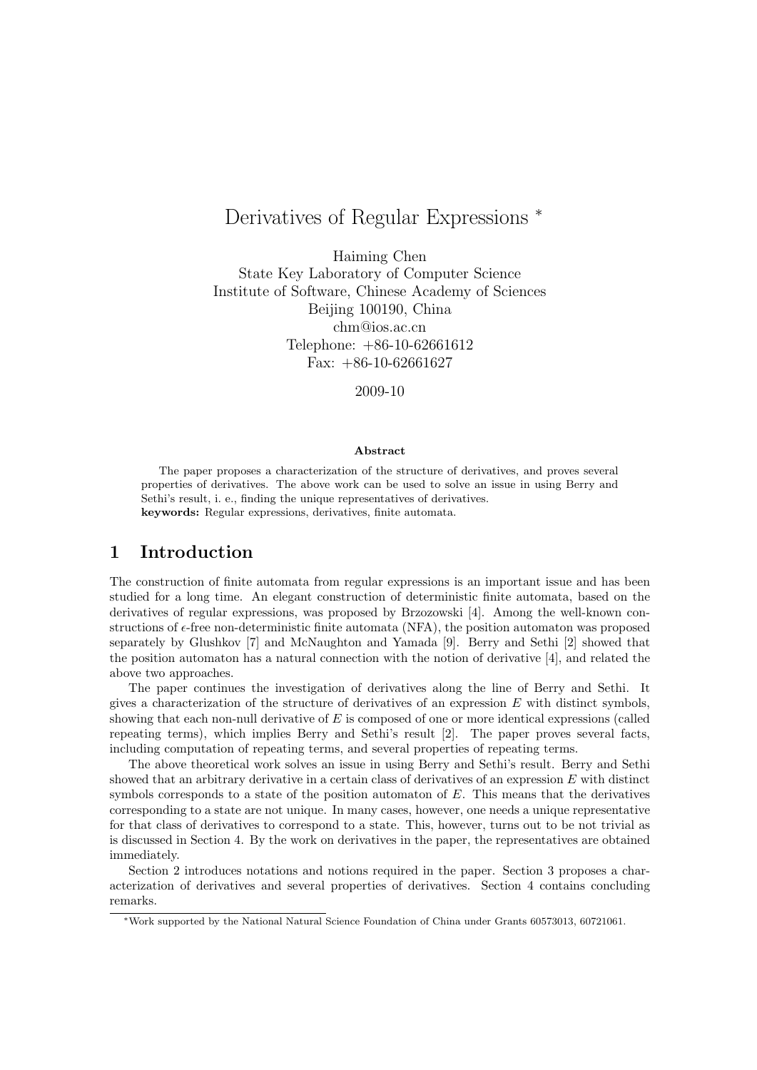# Derivatives of Regular Expressions *

Haiming Chen
State Key Laboratory of Computer Science
Institute of Software, Chinese Academy of Sciences
Beijing 100190, China
chm@ios.ac.cn
Telephone: +86-10-62661612
Fax: +86-10-62661627

2009-10

**Abstract**

The paper proposes a characterization of the structure of derivatives, and proves several properties of derivatives. The above work can be used to solve an issue in using Berry and Sethi's result, i. e., finding the unique representatives of derivatives.
**keywords:** Regular expressions, derivatives, finite automata.

## 1 Introduction

The construction of finite automata from regular expressions is an important issue and has been studied for a long time. An elegant construction of deterministic finite automata, based on the derivatives of regular expressions, was proposed by Brzozowski [4]. Among the well-known constructions of $\epsilon$-free non-deterministic finite automata (NFA), the position automaton was proposed separately by Glushkov [7] and McNaughton and Yamada [9]. Berry and Sethi [2] showed that the position automaton has a natural connection with the notion of derivative [4], and related the above two approaches.

The paper continues the investigation of derivatives along the line of Berry and Sethi. It gives a characterization of the structure of derivatives of an expression $E$ with distinct symbols, showing that each non-null derivative of $E$ is composed of one or more identical expressions (called repeating terms), which implies Berry and Sethi's result [2]. The paper proves several facts, including computation of repeating terms, and several properties of repeating terms.

The above theoretical work solves an issue in using Berry and Sethi's result. Berry and Sethi showed that an arbitrary derivative in a certain class of derivatives of an expression $E$ with distinct symbols corresponds to a state of the position automaton of $E$. This means that the derivatives corresponding to a state are not unique. In many cases, however, one needs a unique representative for that class of derivatives to correspond to a state. This, however, turns out to be not trivial as is discussed in Section 4. By the work on derivatives in the paper, the representatives are obtained immediately.

Section 2 introduces notations and notions required in the paper. Section 3 proposes a characterization of derivatives and several properties of derivatives. Section 4 contains concluding remarks.

*Work supported by the National Natural Science Foundation of China under Grants 60573013, 60721061.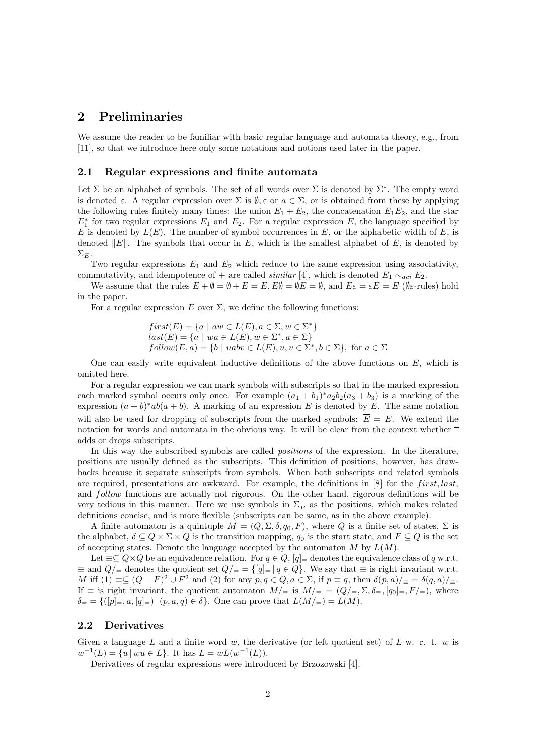## 2 Preliminaries

We assume the reader to be familiar with basic regular language and automata theory, e.g., from [11], so that we introduce here only some notations and notions used later in the paper.

### 2.1 Regular expressions and finite automata

Let $\Sigma$ be an alphabet of symbols. The set of all words over $\Sigma$ is denoted by $\Sigma^*$. The empty word is denoted $\varepsilon$. A regular expression over $\Sigma$ is $\emptyset, \varepsilon$ or $a \in \Sigma$, or is obtained from these by applying the following rules finitely many times: the union $E_1 + E_2$, the concatenation $E_1E_2$, and the star $E_1^*$ for two regular expressions $E_1$ and $E_2$. For a regular expression $E$, the language specified by $E$ is denoted by $L(E)$. The number of symbol occurrences in $E$, or the alphabetic width of $E$, is denoted $\|E\|$. The symbols that occur in $E$, which is the smallest alphabet of $E$, is denoted by $\Sigma_E$.

Two regular expressions $E_1$ and $E_2$ which reduce to the same expression using associativity, commutativity, and idempotence of $+$ are called *similar* [4], which is denoted $E_1 \sim_{aci} E_2$.

We assume that the rules $E + \emptyset = \emptyset + E = E, E\emptyset = \emptyset E = \emptyset$, and $E\varepsilon = \varepsilon E = E$ ($\emptyset\varepsilon$-rules) hold in the paper.

For a regular expression $E$ over $\Sigma$, we define the following functions:

$$first(E) = \{a \mid aw \in L(E), a \in \Sigma, w \in \Sigma^*\}$$
$$last(E) = \{a \mid wa \in L(E), w \in \Sigma^*, a \in \Sigma\}$$
$$follow(E, a) = \{b \mid uabv \in L(E), u, v \in \Sigma^*, b \in \Sigma\}, \text{ for } a \in \Sigma$$

One can easily write equivalent inductive definitions of the above functions on $E$, which is omitted here.

For a regular expression we can mark symbols with subscripts so that in the marked expression each marked symbol occurs only once. For example $(a_1 + b_1)^*a_2b_2(a_3 + b_3)$ is a marking of the expression $(a + b)^*ab(a + b)$. A marking of an expression $E$ is denoted by $\overline{E}$. The same notation will also be used for dropping of subscripts from the marked symbols: $\overline{\overline{E}} = E$. We extend the notation for words and automata in the obvious way. It will be clear from the context whether $\bar{\cdot}$ adds or drops subscripts.

In this way the subscribed symbols are called *positions* of the expression. In the literature, positions are usually defined as the subscripts. This definition of positions, however, has drawbacks because it separate subscripts from symbols. When both subscripts and related symbols are required, presentations are awkward. For example, the definitions in [8] for the $first, last$, and $follow$ functions are actually not rigorous. On the other hand, rigorous definitions will be very tedious in this manner. Here we use symbols in $\Sigma_{\overline{E}}$ as the positions, which makes related definitions concise, and is more flexible (subscripts can be same, as in the above example).

A finite automaton is a quintuple $M = (Q, \Sigma, \delta, q_0, F)$, where $Q$ is a finite set of states, $\Sigma$ is the alphabet, $\delta \subseteq Q \times \Sigma \times Q$ is the transition mapping, $q_0$ is the start state, and $F \subseteq Q$ is the set of accepting states. Denote the language accepted by the automaton $M$ by $L(M)$.

Let $\equiv \subseteq Q \times Q$ be an equivalence relation. For $q \in Q$, $[q]_\equiv$ denotes the equivalence class of $q$ w.r.t. $\equiv$ and $Q/_\equiv$ denotes the quotient set $Q/_\equiv = \{[q]_\equiv \mid q \in Q\}$. We say that $\equiv$ is right invariant w.r.t. $M$ iff (1) $\equiv \subseteq (Q - F)^2 \cup F^2$ and (2) for any $p, q \in Q, a \in \Sigma$, if $p \equiv q$, then $\delta(p, a)/_\equiv = \delta(q, a)/_\equiv$. If $\equiv$ is right invariant, the quotient automaton $M/_\equiv$ is $M/_\equiv = (Q/_\equiv, \Sigma, \delta_\equiv, [q_0]_\equiv, F/_\equiv)$, where $\delta_\equiv = \{([p]_\equiv, a, [q]_\equiv) \mid (p, a, q) \in \delta\}$. One can prove that $L(M/_\equiv) = L(M)$.

### 2.2 Derivatives

Given a language $L$ and a finite word $w$, the derivative (or left quotient set) of $L$ w. r. t. $w$ is $w^{-1}(L) = \{u \mid wu \in L\}$. It has $L = wL(w^{-1}(L))$.

Derivatives of regular expressions were introduced by Brzozowski [4].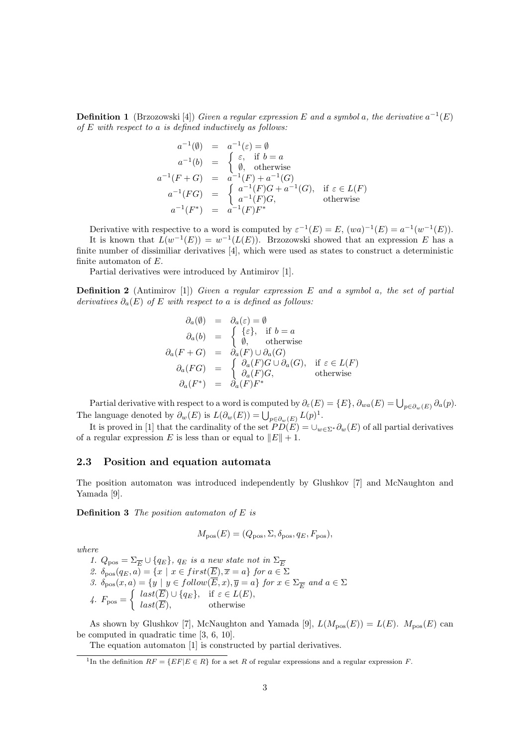**Definition 1** (Brzozowski [4]) *Given a regular expression $E$ and a symbol $a$, the derivative $a^{-1}(E)$ of $E$ with respect to $a$ is defined inductively as follows:*

$$
\begin{array}{rcl}
a^{-1}(\emptyset) & = & a^{-1}(\varepsilon) = \emptyset \\
a^{-1}(b) & = & \left\{ \begin{array}{ll} \varepsilon, & \text{if } b = a \\ \emptyset, & \text{otherwise} \end{array} \right. \\
a^{-1}(F+G) & = & a^{-1}(F) + a^{-1}(G) \\
a^{-1}(FG) & = & \left\{ \begin{array}{ll} a^{-1}(F)G + a^{-1}(G), & \text{if } \varepsilon \in L(F) \\ a^{-1}(F)G, & \text{otherwise} \end{array} \right. \\
a^{-1}(F^*) & = & a^{-1}(F)F^*
\end{array}
$$

Derivative with respective to a word is computed by $\varepsilon^{-1}(E) = E$, $(wa)^{-1}(E) = a^{-1}(w^{-1}(E))$. It is known that $L(w^{-1}(E)) = w^{-1}(L(E))$. Brzozowski showed that an expression $E$ has a finite number of dissimiliar derivatives [4], which were used as states to construct a deterministic finite automaton of $E$.

Partial derivatives were introduced by Antimirov [1].

**Definition 2** (Antimirov [1]) *Given a regular expression $E$ and a symbol $a$, the set of partial derivatives $\partial_a(E)$ of $E$ with respect to $a$ is defined as follows:*

$$
\begin{array}{rcl}
\partial_a(\emptyset) & = & \partial_a(\varepsilon) = \emptyset \\
\partial_a(b) & = & \left\{ \begin{array}{ll} \{\varepsilon\}, & \text{if } b = a \\ \emptyset, & \text{otherwise} \end{array} \right. \\
\partial_a(F+G) & = & \partial_a(F) \cup \partial_a(G) \\
\partial_a(FG) & = & \left\{ \begin{array}{ll} \partial_a(F)G \cup \partial_a(G), & \text{if } \varepsilon \in L(F) \\ \partial_a(F)G, & \text{otherwise} \end{array} \right. \\
\partial_a(F^*) & = & \partial_a(F)F^*
\end{array}
$$

Partial derivative with respect to a word is computed by $\partial_\varepsilon(E) = \{E\}$, $\partial_{wa}(E) = \bigcup_{p \in \partial_w(E)} \partial_a(p)$. The language denoted by $\partial_w(E)$ is $L(\partial_w(E)) = \bigcup_{p \in \partial_w(E)} L(p)$[1].

It is proved in [1] that the cardinality of the set $PD(E) = \cup_{w \in \Sigma^*} \partial_w(E)$ of all partial derivatives of a regular expression $E$ is less than or equal to $\|E\| + 1$.

## 2.3 Position and equation automata

The position automaton was introduced independently by Glushkov [7] and McNaughton and Yamada [9].

**Definition 3** *The position automaton of $E$ is*

$$M_{\text{pos}}(E) = (Q_{\text{pos}}, \Sigma, \delta_{\text{pos}}, q_E, F_{\text{pos}}),$$

*where*

1. $Q_{\text{pos}} = \Sigma_{\overline{E}} \cup \{q_E\}$, *$q_E$ is a new state not in $\Sigma_{\overline{E}}$*
2. $\delta_{\text{pos}}(q_E, a) = \{x \mid x \in first(\overline{E}), \overline{x} = a\}$ *for $a \in \Sigma$*
3. $\delta_{\text{pos}}(x, a) = \{y \mid y \in follow(\overline{E}, x), \overline{y} = a\}$ *for $x \in \Sigma_{\overline{E}}$ and $a \in \Sigma$*
4. $F_{\text{pos}} = \left\{ \begin{array}{ll} last(\overline{E}) \cup \{q_E\}, & \text{if } \varepsilon \in L(E), \\ last(\overline{E}), & \text{otherwise} \end{array} \right.$

As shown by Glushkov [7], McNaughton and Yamada [9], $L(M_{\text{pos}}(E)) = L(E)$. $M_{\text{pos}}(E)$ can be computed in quadratic time [3, 6, 10].

The equation automaton [1] is constructed by partial derivatives.

[1] In the definition $RF = \{EF | E \in R\}$ for a set $R$ of regular expressions and a regular expression $F$.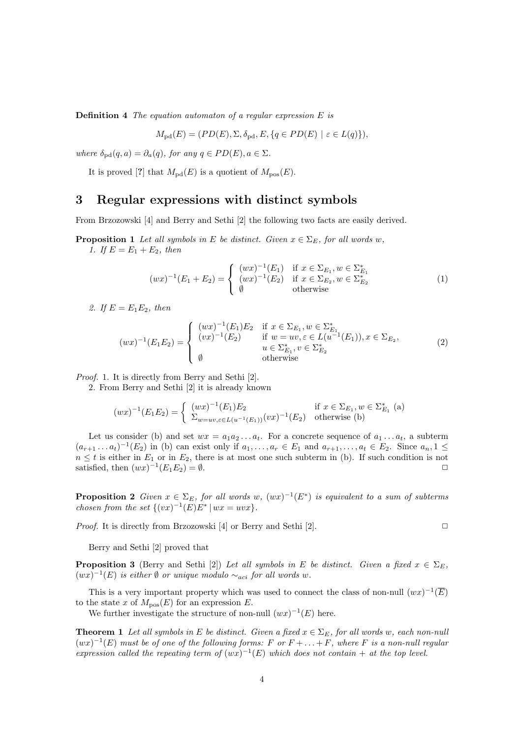**Definition 4** *The equation automaton of a regular expression $E$ is*

$$M_{\rm pd}(E) = (PD(E), \Sigma, \delta_{\rm pd}, E, \{q \in PD(E) \mid \varepsilon \in L(q)\}),$$

*where $\delta_{\rm pd}(q, a) = \partial_a(q)$, for any $q \in PD(E), a \in \Sigma$.*

It is proved [?] that $M_{\rm pd}(E)$ is a quotient of $M_{\rm pos}(E)$.

## 3 Regular expressions with distinct symbols

From Brzozowski [4] and Berry and Sethi [2] the following two facts are easily derived.

**Proposition 1** *Let all symbols in $E$ be distinct. Given $x \in \Sigma_E$, for all words $w$,*
*1. If $E = E_1 + E_2$, then*

$$(wx)^{-1}(E_1 + E_2) = \begin{cases} (wx)^{-1}(E_1) & \text{if } x \in \Sigma_{E_1}, w \in \Sigma^*_{E_1} \\ (wx)^{-1}(E_2) & \text{if } x \in \Sigma_{E_2}, w \in \Sigma^*_{E_2} \\ \emptyset & \text{otherwise} \end{cases} \tag{1}$$

*2. If $E = E_1E_2$, then*

$$(wx)^{-1}(E_1E_2) = \begin{cases} (wx)^{-1}(E_1)E_2 & \text{if } x \in \Sigma_{E_1}, w \in \Sigma^*_{E_1} \\ (vx)^{-1}(E_2) & \text{if } w = uv, \varepsilon \in L(u^{-1}(E_1)), x \in \Sigma_{E_2}, \\ & u \in \Sigma^*_{E_1}, v \in \Sigma^*_{E_2} \\ \emptyset & \text{otherwise} \end{cases} \tag{2}$$

*Proof.* 1. It is directly from Berry and Sethi [2].

2. From Berry and Sethi [2] it is already known

$$(wx)^{-1}(E_1E_2) = \begin{cases} (wx)^{-1}(E_1)E_2 & \text{if } x \in \Sigma_{E_1}, w \in \Sigma^*_{E_1} \text{ (a)} \\ \Sigma_{w=uv, \varepsilon \in L(u^{-1}(E_1))}(vx)^{-1}(E_2) & \text{otherwise (b)} \end{cases}$$

Let us consider (b) and set $wx = a_1a_2 \ldots a_t$. For a concrete sequence of $a_1 \ldots a_t$, a subterm $(a_{r+1} \ldots a_t)^{-1}(E_2)$ in (b) can exist only if $a_1, \ldots, a_r \in E_1$ and $a_{r+1}, \ldots, a_t \in E_2$. Since $a_n, 1 \leq n \leq t$ is either in $E_1$ or in $E_2$, there is at most one such subterm in (b). If such condition is not satisfied, then $(wx)^{-1}(E_1E_2) = \emptyset$. □

**Proposition 2** *Given $x \in \Sigma_E$, for all words $w$, $(wx)^{-1}(E^*)$ is equivalent to a sum of subterms chosen from the set $\{(vx)^{-1}(E)E^* \mid wx = uvx\}$.*

*Proof.* It is directly from Brzozowski [4] or Berry and Sethi [2]. □

Berry and Sethi [2] proved that

**Proposition 3** (Berry and Sethi [2]) *Let all symbols in $E$ be distinct. Given a fixed $x \in \Sigma_E$, $(wx)^{-1}(E)$ is either $\emptyset$ or unique modulo $\sim_{aci}$ for all words $w$.*

This is a very important property which was used to connect the class of non-null $(wx)^{-1}(\overline{E})$ to the state $x$ of $M_{\rm pos}(E)$ for an expression $E$.

We further investigate the structure of non-null $(wx)^{-1}(E)$ here.

**Theorem 1** *Let all symbols in $E$ be distinct. Given a fixed $x \in \Sigma_E$, for all words $w$, each non-null $(wx)^{-1}(E)$ must be of one of the following forms: $F$ or $F + \ldots + F$, where $F$ is a non-null regular expression called the repeating term of $(wx)^{-1}(E)$ which does not contain $+$ at the top level.*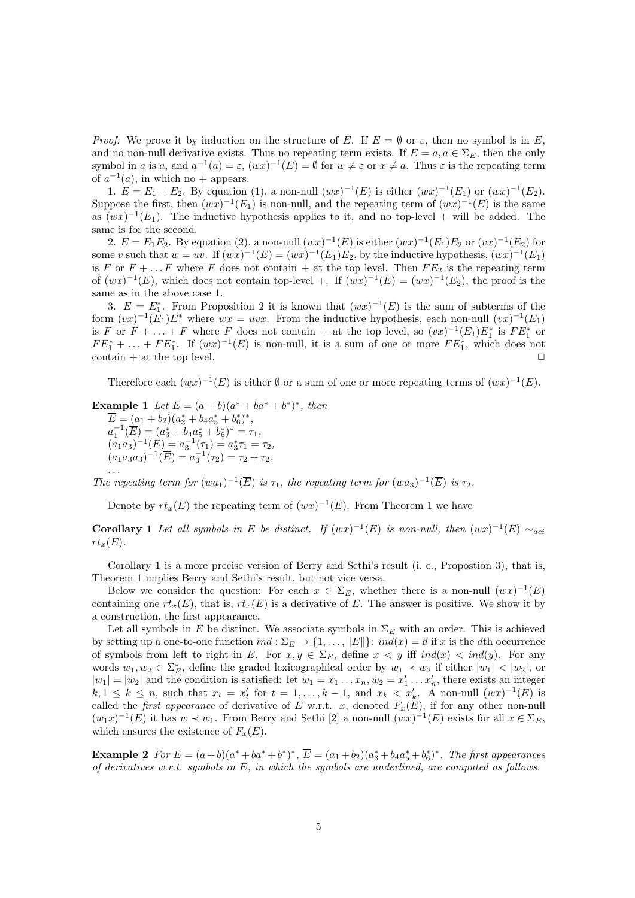*Proof.* We prove it by induction on the structure of $E$. If $E = \emptyset$ or $\varepsilon$, then no symbol is in $E$, and no non-null derivative exists. Thus no repeating term exists. If $E = a, a \in \Sigma_E$, then the only symbol in $a$ is $a$, and $a^{-1}(a) = \varepsilon$, $(wx)^{-1}(E) = \emptyset$ for $w \neq \varepsilon$ or $x \neq a$. Thus $\varepsilon$ is the repeating term of $a^{-1}(a)$, in which no $+$ appears.

1. $E = E_1 + E_2$. By equation (1), a non-null $(wx)^{-1}(E)$ is either $(wx)^{-1}(E_1)$ or $(wx)^{-1}(E_2)$. Suppose the first, then $(wx)^{-1}(E_1)$ is non-null, and the repeating term of $(wx)^{-1}(E)$ is the same as $(wx)^{-1}(E_1)$. The inductive hypothesis applies to it, and no top-level $+$ will be added. The same is for the second.

2. $E = E_1E_2$. By equation (2), a non-null $(wx)^{-1}(E)$ is either $(wx)^{-1}(E_1)E_2$ or $(vx)^{-1}(E_2)$ for some $v$ such that $w = uv$. If $(wx)^{-1}(E) = (wx)^{-1}(E_1)E_2$, by the inductive hypothesis, $(wx)^{-1}(E_1)$ is $F$ or $F + \ldots F$ where $F$ does not contain $+$ at the top level. Then $FE_2$ is the repeating term of $(wx)^{-1}(E)$, which does not contain top-level $+$. If $(wx)^{-1}(E) = (wx)^{-1}(E_2)$, the proof is the same as in the above case 1.

3. $E = E_1^*$. From Proposition 2 it is known that $(wx)^{-1}(E)$ is the sum of subterms of the form $(vx)^{-1}(E_1)E_1^*$ where $wx = uvx$. From the inductive hypothesis, each non-null $(vx)^{-1}(E_1)$ is $F$ or $F + \ldots + F$ where $F$ does not contain $+$ at the top level, so $(vx)^{-1}(E_1)E_1^*$ is $FE_1^*$ or $FE_1^* + \ldots + FE_1^*$. If $(wx)^{-1}(E)$ is non-null, it is a sum of one or more $FE_1^*$, which does not contain $+$ at the top level. $\square$

Therefore each $(wx)^{-1}(E)$ is either $\emptyset$ or a sum of one or more repeating terms of $(wx)^{-1}(E)$.

**Example 1** *Let* $E = (a + b)(a^* + ba^* + b^*)^*$, *then*
$\overline{E} = (a_1 + b_2)(a_3^* + b_4a_5^* + b_6^*)^*$,
$a_1^{-1}(\overline{E}) = (a_3^* + b_4a_5^* + b_6^*)^* = \tau_1$,
$(a_1a_3)^{-1}(\overline{E}) = a_3^{-1}(\tau_1) = a_3^*\tau_1 = \tau_2$,
$(a_1a_3a_3)^{-1}(\overline{E}) = a_3^{-1}(\tau_2) = \tau_2 + \tau_2$,
$\ldots$
*The repeating term for* $(wa_1)^{-1}(\overline{E})$ *is* $\tau_1$, *the repeating term for* $(wa_3)^{-1}(\overline{E})$ *is* $\tau_2$.

Denote by $rt_x(E)$ the repeating term of $(wx)^{-1}(E)$. From Theorem 1 we have

**Corollary 1** *Let all symbols in* $E$ *be distinct. If* $(wx)^{-1}(E)$ *is non-null, then* $(wx)^{-1}(E) \sim_{aci} rt_x(E)$.

Corollary 1 is a more precise version of Berry and Sethi's result (i. e., Propostion 3), that is, Theorem 1 implies Berry and Sethi's result, but not vice versa.

Below we consider the question: For each $x \in \Sigma_E$, whether there is a non-null $(wx)^{-1}(E)$ containing one $rt_x(E)$, that is, $rt_x(E)$ is a derivative of $E$. The answer is positive. We show it by a construction, the first appearance.

Let all symbols in $E$ be distinct. We associate symbols in $\Sigma_E$ with an order. This is achieved by setting up a one-to-one function $ind : \Sigma_E \to \{1, \ldots, \|E\|\}$: $ind(x) = d$ if $x$ is the $d$th occurrence of symbols from left to right in $E$. For $x, y \in \Sigma_E$, define $x < y$ iff $ind(x) < ind(y)$. For any words $w_1, w_2 \in \Sigma_E^*$, define the graded lexicographical order by $w_1 \prec w_2$ if either $|w_1| < |w_2|$, or $|w_1| = |w_2|$ and the condition is satisfied: let $w_1 = x_1 \ldots x_n, w_2 = x_1' \ldots x_n'$, there exists an integer $k, 1 \leq k \leq n$, such that $x_t = x_t'$ for $t = 1, \ldots, k - 1$, and $x_k < x_k'$. A non-null $(wx)^{-1}(E)$ is called the *first appearance* of derivative of $E$ w.r.t. $x$, denoted $F_x(E)$, if for any other non-null $(w_1x)^{-1}(E)$ it has $w \prec w_1$. From Berry and Sethi [2] a non-null $(wx)^{-1}(E)$ exists for all $x \in \Sigma_E$, which ensures the existence of $F_x(E)$.

**Example 2** *For* $E = (a+b)(a^* + ba^* + b^*)^*$, $\overline{E} = (a_1 + b_2)(a_3^* + b_4a_5^* + b_6^*)^*$. *The first appearances of derivatives w.r.t. symbols in* $\overline{E}$, *in which the symbols are underlined, are computed as follows.*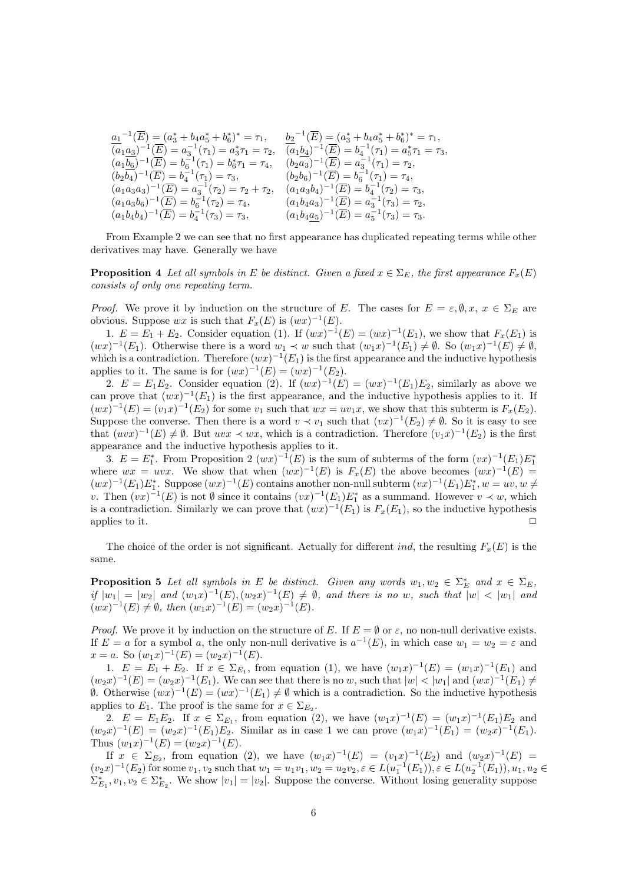$$
\begin{array}{ll}
\underline{a_1}^{-1}(\overline{E}) = (a_3^* + b_4 a_5^* + b_6^*)^* = \tau_1, & \underline{b_2}^{-1}(\overline{E}) = (a_3^* + b_4 a_5^* + b_6^*)^* = \tau_1, \\
(a_1\underline{a_3})^{-1}(\overline{E}) = a_3^{-1}(\tau_1) = a_3^*\tau_1 = \tau_2, & (a_1\underline{b_4})^{-1}(\overline{E}) = b_4^{-1}(\tau_1) = a_5^*\tau_1 = \tau_3, \\
(a_1\underline{b_6})^{-1}(\overline{E}) = b_6^{-1}(\tau_1) = b_6^*\tau_1 = \tau_4, & (b_2\underline{a_3})^{-1}(\overline{E}) = a_3^{-1}(\tau_1) = \tau_2, \\
(b_2\underline{b_4})^{-1}(\overline{E}) = b_4^{-1}(\tau_1) = \tau_3, & (b_2 b_6)^{-1}(\overline{E}) = b_6^{-1}(\tau_1) = \tau_4, \\
(a_1 a_3 a_3)^{-1}(\overline{E}) = a_3^{-1}(\tau_2) = \tau_2 + \tau_2, & (a_1 a_3 b_4)^{-1}(\overline{E}) = b_4^{-1}(\tau_2) = \tau_3, \\
(a_1 a_3 b_6)^{-1}(\overline{E}) = b_6^{-1}(\tau_2) = \tau_4, & (a_1 b_4 a_3)^{-1}(\overline{E}) = a_3^{-1}(\tau_3) = \tau_2, \\
(a_1 b_4 b_4)^{-1}(\overline{E}) = b_4^{-1}(\tau_3) = \tau_3, & (a_1 b_4 \underline{a_5})^{-1}(\overline{E}) = a_5^{-1}(\tau_3) = \tau_3.
\end{array}
$$

From Example 2 we can see that no first appearance has duplicated repeating terms while other derivatives may have. Generally we have

**Proposition 4** *Let all symbols in $E$ be distinct. Given a fixed $x \in \Sigma_E$, the first appearance $F_x(E)$ consists of only one repeating term.*

*Proof.* We prove it by induction on the structure of $E$. The cases for $E = \varepsilon, \emptyset, x,\ x \in \Sigma_E$ are obvious. Suppose $wx$ is such that $F_x(E)$ is $(wx)^{-1}(E)$.

1. $E = E_1 + E_2$. Consider equation (1). If $(wx)^{-1}(E) = (wx)^{-1}(E_1)$, we show that $F_x(E_1)$ is $(wx)^{-1}(E_1)$. Otherwise there is a word $w_1 \prec w$ such that $(w_1x)^{-1}(E_1) \neq \emptyset$. So $(w_1x)^{-1}(E) \neq \emptyset$, which is a contradiction. Therefore $(wx)^{-1}(E_1)$ is the first appearance and the inductive hypothesis applies to it. The same is for $(wx)^{-1}(E) = (wx)^{-1}(E_2)$.

2. $E = E_1E_2$. Consider equation (2). If $(wx)^{-1}(E) = (wx)^{-1}(E_1)E_2$, similarly as above we can prove that $(wx)^{-1}(E_1)$ is the first appearance, and the inductive hypothesis applies to it. If $(wx)^{-1}(E) = (v_1x)^{-1}(E_2)$ for some $v_1$ such that $wx = uv_1x$, we show that this subterm is $F_x(E_2)$. Suppose the converse. Then there is a word $v \prec v_1$ such that $(vx)^{-1}(E_2) \neq \emptyset$. So it is easy to see that $(uvx)^{-1}(E) \neq \emptyset$. But $uvx \prec wx$, which is a contradiction. Therefore $(v_1x)^{-1}(E_2)$ is the first appearance and the inductive hypothesis applies to it.

3. $E = E_1^*$. From Proposition 2 $(wx)^{-1}(E)$ is the sum of subterms of the form $(vx)^{-1}(E_1)E_1^*$ where $wx = uvx$. We show that when $(wx)^{-1}(E)$ is $F_x(E)$ the above becomes $(wx)^{-1}(E) = (wx)^{-1}(E_1)E_1^*$. Suppose $(wx)^{-1}(E)$ contains another non-null subterm $(vx)^{-1}(E_1)E_1^*, w = uv, w \neq v$. Then $(vx)^{-1}(E)$ is not $\emptyset$ since it contains $(vx)^{-1}(E_1)E_1^*$ as a summand. However $v \prec w$, which is a contradiction. Similarly we can prove that $(wx)^{-1}(E_1)$ is $F_x(E_1)$, so the inductive hypothesis applies to it. $\Box$

The choice of the order is not significant. Actually for different *ind*, the resulting $F_x(E)$ is the same.

**Proposition 5** *Let all symbols in $E$ be distinct. Given any words $w_1, w_2 \in \Sigma_E^*$ and $x \in \Sigma_E$, if $|w_1| = |w_2|$ and $(w_1x)^{-1}(E), (w_2x)^{-1}(E) \neq \emptyset$, and there is no $w$, such that $|w| < |w_1|$ and $(wx)^{-1}(E) \neq \emptyset$, then $(w_1x)^{-1}(E) = (w_2x)^{-1}(E)$.*

*Proof.* We prove it by induction on the structure of $E$. If $E = \emptyset$ or $\varepsilon$, no non-null derivative exists. If $E = a$ for a symbol $a$, the only non-null derivative is $a^{-1}(E)$, in which case $w_1 = w_2 = \varepsilon$ and $x = a$. So $(w_1x)^{-1}(E) = (w_2x)^{-1}(E)$.

1. $E = E_1 + E_2$. If $x \in \Sigma_{E_1}$, from equation (1), we have $(w_1x)^{-1}(E) = (w_1x)^{-1}(E_1)$ and $(w_2x)^{-1}(E) = (w_2x)^{-1}(E_1)$. We can see that there is no $w$, such that $|w| < |w_1|$ and $(wx)^{-1}(E_1) \neq \emptyset$. Otherwise $(wx)^{-1}(E) = (wx)^{-1}(E_1) \neq \emptyset$ which is a contradiction. So the inductive hypothesis applies to $E_1$. The proof is the same for $x \in \Sigma_{E_2}$.

2. $E = E_1E_2$. If $x \in \Sigma_{E_1}$, from equation (2), we have $(w_1x)^{-1}(E) = (w_1x)^{-1}(E_1)E_2$ and $(w_2x)^{-1}(E) = (w_2x)^{-1}(E_1)E_2$. Similar as in case 1 we can prove $(w_1x)^{-1}(E_1) = (w_2x)^{-1}(E_1)$. Thus $(w_1x)^{-1}(E) = (w_2x)^{-1}(E)$.

If $x \in \Sigma_{E_2}$, from equation (2), we have $(w_1x)^{-1}(E) = (v_1x)^{-1}(E_2)$ and $(w_2x)^{-1}(E) = (v_2x)^{-1}(E_2)$ for some $v_1, v_2$ such that $w_1 = u_1v_1, w_2 = u_2v_2, \varepsilon \in L(u_1^{-1}(E_1)), \varepsilon \in L(u_2^{-1}(E_1)), u_1, u_2 \in \Sigma_{E_1}^*, v_1, v_2 \in \Sigma_{E_2}^*$. We show $|v_1| = |v_2|$. Suppose the converse. Without losing generality suppose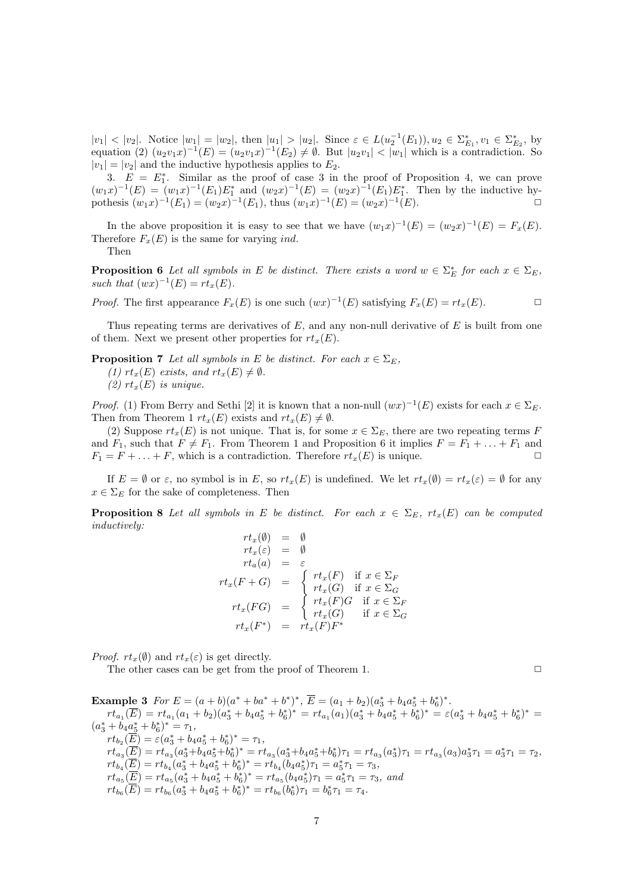$|v_1| < |v_2|$. Notice $|w_1| = |w_2|$, then $|u_1| > |u_2|$. Since $\varepsilon \in L(u_2^{-1}(E_1)), u_2 \in \Sigma_{E_1}^*, v_1 \in \Sigma_{E_2}^*$, by equation (2) $(u_2 v_1 x)^{-1}(E) = (u_2 v_1 x)^{-1}(E_2) \neq \emptyset$. But $|u_2 v_1| < |w_1|$ which is a contradiction. So $|v_1| = |v_2|$ and the inductive hypothesis applies to $E_2$.

3. $E = E_1^*$. Similar as the proof of case 3 in the proof of Proposition 4, we can prove $(w_1 x)^{-1}(E) = (w_1 x)^{-1}(E_1) E_1^*$ and $(w_2 x)^{-1}(E) = (w_2 x)^{-1}(E_1) E_1^*$. Then by the inductive hypothesis $(w_1 x)^{-1}(E_1) = (w_2 x)^{-1}(E_1)$, thus $(w_1 x)^{-1}(E) = (w_2 x)^{-1}(E)$. □

In the above proposition it is easy to see that we have $(w_1 x)^{-1}(E) = (w_2 x)^{-1}(E) = F_x(E)$. Therefore $F_x(E)$ is the same for varying *ind*.

Then

**Proposition 6** *Let all symbols in $E$ be distinct. There exists a word $w \in \Sigma_E^*$ for each $x \in \Sigma_E$, such that $(wx)^{-1}(E) = rt_x(E)$.*

*Proof.* The first appearance $F_x(E)$ is one such $(wx)^{-1}(E)$ satisfying $F_x(E) = rt_x(E)$. □

Thus repeating terms are derivatives of $E$, and any non-null derivative of $E$ is built from one of them. Next we present other properties for $rt_x(E)$.

**Proposition 7** *Let all symbols in $E$ be distinct. For each $x \in \Sigma_E$,*
*(1) $rt_x(E)$ exists, and $rt_x(E) \neq \emptyset$.*
*(2) $rt_x(E)$ is unique.*

*Proof.* (1) From Berry and Sethi [2] it is known that a non-null $(wx)^{-1}(E)$ exists for each $x \in \Sigma_E$. Then from Theorem 1 $rt_x(E)$ exists and $rt_x(E) \neq \emptyset$.

(2) Suppose $rt_x(E)$ is not unique. That is, for some $x \in \Sigma_E$, there are two repeating terms $F$ and $F_1$, such that $F \neq F_1$. From Theorem 1 and Proposition 6 it implies $F = F_1 + \ldots + F_1$ and $F_1 = F + \ldots + F$, which is a contradiction. Therefore $rt_x(E)$ is unique. □

If $E = \emptyset$ or $\varepsilon$, no symbol is in $E$, so $rt_x(E)$ is undefined. We let $rt_x(\emptyset) = rt_x(\varepsilon) = \emptyset$ for any $x \in \Sigma_E$ for the sake of completeness. Then

**Proposition 8** *Let all symbols in $E$ be distinct. For each $x \in \Sigma_E$, $rt_x(E)$ can be computed inductively:*

$$
\begin{aligned}
rt_x(\emptyset) &= \emptyset \\
rt_x(\varepsilon) &= \emptyset \\
rt_a(a) &= \varepsilon \\
rt_x(F+G) &= \begin{cases} rt_x(F) & \text{if } x \in \Sigma_F \\ rt_x(G) & \text{if } x \in \Sigma_G \end{cases} \\
rt_x(FG) &= \begin{cases} rt_x(F)G & \text{if } x \in \Sigma_F \\ rt_x(G) & \text{if } x \in \Sigma_G \end{cases} \\
rt_x(F^*) &= rt_x(F)F^*
\end{aligned}
$$

*Proof.* $rt_x(\emptyset)$ and $rt_x(\varepsilon)$ is get directly.

The other cases can be get from the proof of Theorem 1. □

**Example 3** *For $E = (a+b)(a^* + ba^* + b^*)^*$, $\overline{E} = (a_1 + b_2)(a_3^* + b_4 a_5^* + b_6^*)^*$.*

*$rt_{a_1}(\overline{E}) = rt_{a_1}(a_1 + b_2)(a_3^* + b_4 a_5^* + b_6^*)^* = rt_{a_1}(a_1)(a_3^* + b_4 a_5^* + b_6^*)^* = \varepsilon(a_3^* + b_4 a_5^* + b_6^*)^* = (a_3^* + b_4 a_5^* + b_6^*)^* = \tau_1$,*

*$rt_{b_2}(\overline{E}) = \varepsilon(a_3^* + b_4 a_5^* + b_6^*)^* = \tau_1$,*

*$rt_{a_3}(\overline{E}) = rt_{a_3}(a_3^* + b_4 a_5^* + b_6^*)^* = rt_{a_3}(a_3^* + b_4 a_5^* + b_6^*)\tau_1 = rt_{a_3}(a_3^*)\tau_1 = rt_{a_3}(a_3)a_3^*\tau_1 = a_3^*\tau_1 = \tau_2$,*

*$rt_{b_4}(\overline{E}) = rt_{b_4}(a_3^* + b_4 a_5^* + b_6^*)^* = rt_{b_4}(b_4 a_5^*)\tau_1 = a_5^*\tau_1 = \tau_3$,*

*$rt_{a_5}(\overline{E}) = rt_{a_5}(a_3^* + b_4 a_5^* + b_6^*)^* = rt_{a_5}(b_4 a_5^*)\tau_1 = a_5^*\tau_1 = \tau_3$, and*

*$rt_{b_6}(\overline{E}) = rt_{b_6}(a_3^* + b_4 a_5^* + b_6^*)^* = rt_{b_6}(b_6^*)\tau_1 = b_6^*\tau_1 = \tau_4$.*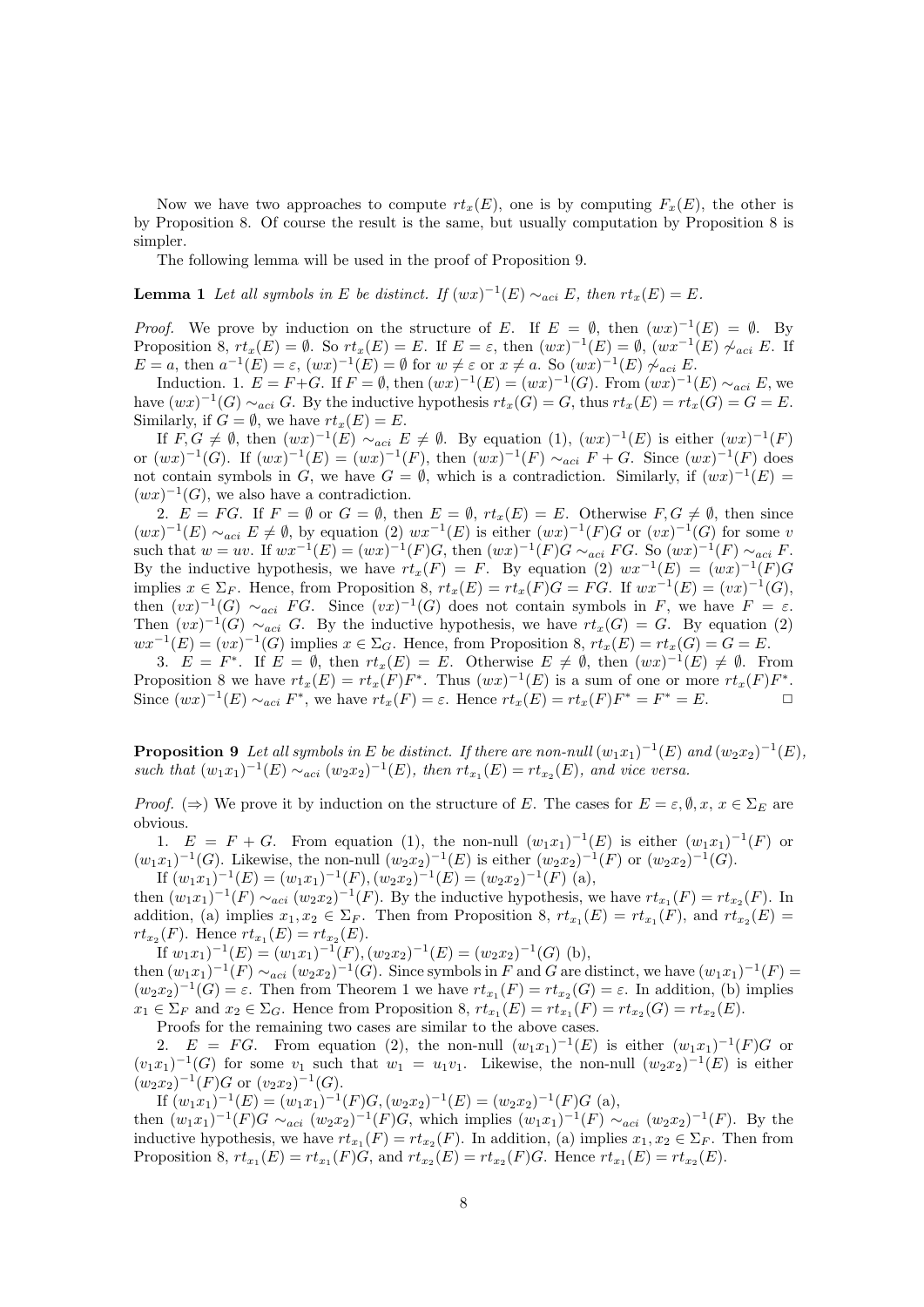Now we have two approaches to compute $rt_x(E)$, one is by computing $F_x(E)$, the other is by Proposition 8. Of course the result is the same, but usually computation by Proposition 8 is simpler.

The following lemma will be used in the proof of Proposition 9.

**Lemma 1** *Let all symbols in $E$ be distinct. If $(wx)^{-1}(E) \sim_{aci} E$, then $rt_x(E) = E$.*

*Proof.* We prove by induction on the structure of $E$. If $E = \emptyset$, then $(wx)^{-1}(E) = \emptyset$. By Proposition 8, $rt_x(E) = \emptyset$. So $rt_x(E) = E$. If $E = \varepsilon$, then $(wx)^{-1}(E) = \emptyset$, $(wx^{-1}(E) \not\sim_{aci} E$. If $E = a$, then $a^{-1}(E) = \varepsilon$, $(wx)^{-1}(E) = \emptyset$ for $w \neq \varepsilon$ or $x \neq a$. So $(wx)^{-1}(E) \not\sim_{aci} E$.

Induction. 1. $E = F{+}G$. If $F = \emptyset$, then $(wx)^{-1}(E) = (wx)^{-1}(G)$. From $(wx)^{-1}(E) \sim_{aci} E$, we have $(wx)^{-1}(G) \sim_{aci} G$. By the inductive hypothesis $rt_x(G) = G$, thus $rt_x(E) = rt_x(G) = G = E$. Similarly, if $G = \emptyset$, we have $rt_x(E) = E$.

If $F, G \neq \emptyset$, then $(wx)^{-1}(E) \sim_{aci} E \neq \emptyset$. By equation (1), $(wx)^{-1}(E)$ is either $(wx)^{-1}(F)$ or $(wx)^{-1}(G)$. If $(wx)^{-1}(E) = (wx)^{-1}(F)$, then $(wx)^{-1}(F) \sim_{aci} F + G$. Since $(wx)^{-1}(F)$ does not contain symbols in $G$, we have $G = \emptyset$, which is a contradiction. Similarly, if $(wx)^{-1}(E) = (wx)^{-1}(G)$, we also have a contradiction.

2. $E = FG$. If $F = \emptyset$ or $G = \emptyset$, then $E = \emptyset$, $rt_x(E) = E$. Otherwise $F, G \neq \emptyset$, then since $(wx)^{-1}(E) \sim_{aci} E \neq \emptyset$, by equation (2) $wx^{-1}(E)$ is either $(wx)^{-1}(F)G$ or $(vx)^{-1}(G)$ for some $v$ such that $w = uv$. If $wx^{-1}(E) = (wx)^{-1}(F)G$, then $(wx)^{-1}(F)G \sim_{aci} FG$. So $(wx)^{-1}(F) \sim_{aci} F$. By the inductive hypothesis, we have $rt_x(F) = F$. By equation (2) $wx^{-1}(E) = (wx)^{-1}(F)G$ implies $x \in \Sigma_F$. Hence, from Proposition 8, $rt_x(E) = rt_x(F)G = FG$. If $wx^{-1}(E) = (vx)^{-1}(G)$, then $(vx)^{-1}(G) \sim_{aci} FG$. Since $(vx)^{-1}(G)$ does not contain symbols in $F$, we have $F = \varepsilon$. Then $(vx)^{-1}(G) \sim_{aci} G$. By the inductive hypothesis, we have $rt_x(G) = G$. By equation (2) $wx^{-1}(E) = (vx)^{-1}(G)$ implies $x \in \Sigma_G$. Hence, from Proposition 8, $rt_x(E) = rt_x(G) = G = E$.

3. $E = F^*$. If $E = \emptyset$, then $rt_x(E) = E$. Otherwise $E \neq \emptyset$, then $(wx)^{-1}(E) \neq \emptyset$. From Proposition 8 we have $rt_x(E) = rt_x(F)F^*$. Thus $(wx)^{-1}(E)$ is a sum of one or more $rt_x(F)F^*$. Since $(wx)^{-1}(E) \sim_{aci} F^*$, we have $rt_x(F) = \varepsilon$. Hence $rt_x(E) = rt_x(F)F^* = F^* = E$. □

**Proposition 9** *Let all symbols in $E$ be distinct. If there are non-null $(w_1x_1)^{-1}(E)$ and $(w_2x_2)^{-1}(E)$, such that $(w_1x_1)^{-1}(E) \sim_{aci} (w_2x_2)^{-1}(E)$, then $rt_{x_1}(E) = rt_{x_2}(E)$, and vice versa.*

*Proof.* ($\Rightarrow$) We prove it by induction on the structure of $E$. The cases for $E = \varepsilon, \emptyset, x$, $x \in \Sigma_E$ are obvious.

1. $E = F + G$. From equation (1), the non-null $(w_1x_1)^{-1}(E)$ is either $(w_1x_1)^{-1}(F)$ or $(w_1x_1)^{-1}(G)$. Likewise, the non-null $(w_2x_2)^{-1}(E)$ is either $(w_2x_2)^{-1}(F)$ or $(w_2x_2)^{-1}(G)$.

If $(w_1x_1)^{-1}(E) = (w_1x_1)^{-1}(F), (w_2x_2)^{-1}(E) = (w_2x_2)^{-1}(F)$ (a),
then $(w_1x_1)^{-1}(F) \sim_{aci} (w_2x_2)^{-1}(F)$. By the inductive hypothesis, we have $rt_{x_1}(F) = rt_{x_2}(F)$. In addition, (a) implies $x_1, x_2 \in \Sigma_F$. Then from Proposition 8, $rt_{x_1}(E) = rt_{x_1}(F)$, and $rt_{x_2}(E) = rt_{x_2}(F)$. Hence $rt_{x_1}(E) = rt_{x_2}(E)$.

If $w_1x_1)^{-1}(E) = (w_1x_1)^{-1}(F), (w_2x_2)^{-1}(E) = (w_2x_2)^{-1}(G)$ (b),
then $(w_1x_1)^{-1}(F) \sim_{aci} (w_2x_2)^{-1}(G)$. Since symbols in $F$ and $G$ are distinct, we have $(w_1x_1)^{-1}(F) = (w_2x_2)^{-1}(G) = \varepsilon$. Then from Theorem 1 we have $rt_{x_1}(F) = rt_{x_2}(G) = \varepsilon$. In addition, (b) implies $x_1 \in \Sigma_F$ and $x_2 \in \Sigma_G$. Hence from Proposition 8, $rt_{x_1}(E) = rt_{x_1}(F) = rt_{x_2}(G) = rt_{x_2}(E)$.

Proofs for the remaining two cases are similar to the above cases.

2. $E = FG$. From equation (2), the non-null $(w_1x_1)^{-1}(E)$ is either $(w_1x_1)^{-1}(F)G$ or $(v_1x_1)^{-1}(G)$ for some $v_1$ such that $w_1 = u_1v_1$. Likewise, the non-null $(w_2x_2)^{-1}(E)$ is either $(w_2x_2)^{-1}(F)G$ or $(v_2x_2)^{-1}(G)$.

If $(w_1x_1)^{-1}(E) = (w_1x_1)^{-1}(F)G, (w_2x_2)^{-1}(E) = (w_2x_2)^{-1}(F)G$ (a),
then $(w_1x_1)^{-1}(F)G \sim_{aci} (w_2x_2)^{-1}(F)G$, which implies $(w_1x_1)^{-1}(F) \sim_{aci} (w_2x_2)^{-1}(F)$. By the inductive hypothesis, we have $rt_{x_1}(F) = rt_{x_2}(F)$. In addition, (a) implies $x_1, x_2 \in \Sigma_F$. Then from Proposition 8, $rt_{x_1}(E) = rt_{x_1}(F)G$, and $rt_{x_2}(E) = rt_{x_2}(F)G$. Hence $rt_{x_1}(E) = rt_{x_2}(E)$.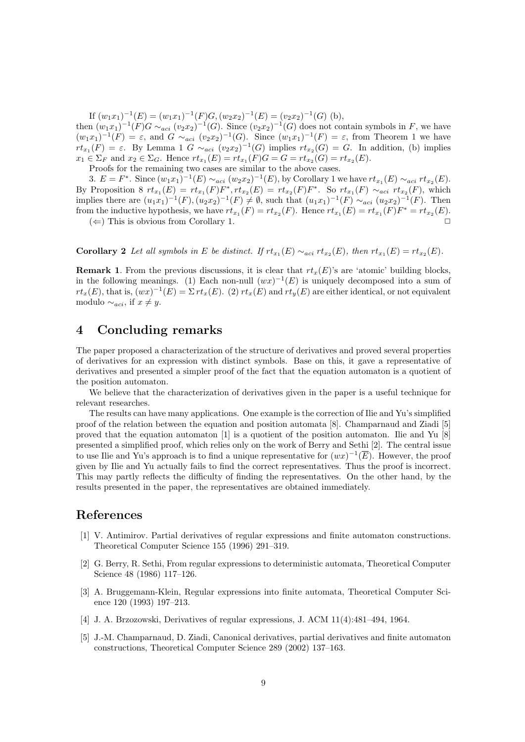If $(w_1x_1)^{-1}(E) = (w_1x_1)^{-1}(F)G, (w_2x_2)^{-1}(E) = (v_2x_2)^{-1}(G)$ (b), then $(w_1x_1)^{-1}(F)G \sim_{aci} (v_2x_2)^{-1}(G)$. Since $(v_2x_2)^{-1}(G)$ does not contain symbols in $F$, we have $(w_1x_1)^{-1}(F) = \varepsilon$, and $G \sim_{aci} (v_2x_2)^{-1}(G)$. Since $(w_1x_1)^{-1}(F) = \varepsilon$, from Theorem 1 we have $rt_{x_1}(F) = \varepsilon$. By Lemma 1 $G \sim_{aci} (v_2x_2)^{-1}(G)$ implies $rt_{x_2}(G) = G$. In addition, (b) implies $x_1 \in \Sigma_F$ and $x_2 \in \Sigma_G$. Hence $rt_{x_1}(E) = rt_{x_1}(F)G = G = rt_{x_2}(G) = rt_{x_2}(E)$.

Proofs for the remaining two cases are similar to the above cases.

3. $E = F^*$. Since $(w_1x_1)^{-1}(E) \sim_{aci} (w_2x_2)^{-1}(E)$, by Corollary 1 we have $rt_{x_1}(E) \sim_{aci} rt_{x_2}(E)$. By Proposition 8 $rt_{x_1}(E) = rt_{x_1}(F)F^*, rt_{x_2}(E) = rt_{x_2}(F)F^*$. So $rt_{x_1}(F) \sim_{aci} rt_{x_2}(F)$, which implies there are $(u_1x_1)^{-1}(F), (u_2x_2)^{-1}(F) \neq \emptyset$, such that $(u_1x_1)^{-1}(F) \sim_{aci} (u_2x_2)^{-1}(F)$. Then from the inductive hypothesis, we have $rt_{x_1}(F) = rt_{x_2}(F)$. Hence $rt_{x_1}(E) = rt_{x_1}(F)F^* = rt_{x_2}(E)$.

($\Leftarrow$) This is obvious from Corollary 1. □

**Corollary 2** *Let all symbols in $E$ be distinct. If $rt_{x_1}(E) \sim_{aci} rt_{x_2}(E)$, then $rt_{x_1}(E) = rt_{x_2}(E)$.*

**Remark 1**. From the previous discussions, it is clear that $rt_x(E)$'s are 'atomic' building blocks, in the following meanings. (1) Each non-null $(wx)^{-1}(E)$ is uniquely decomposed into a sum of $rt_x(E)$, that is, $(wx)^{-1}(E) = \Sigma\, rt_x(E)$. (2) $rt_x(E)$ and $rt_y(E)$ are either identical, or not equivalent modulo $\sim_{aci}$, if $x \neq y$.

# 4 Concluding remarks

The paper proposed a characterization of the structure of derivatives and proved several properties of derivatives for an expression with distinct symbols. Base on this, it gave a representative of derivatives and presented a simpler proof of the fact that the equation automaton is a quotient of the position automaton.

We believe that the characterization of derivatives given in the paper is a useful technique for relevant researches.

The results can have many applications. One example is the correction of Ilie and Yu's simplified proof of the relation between the equation and position automata [8]. Champarnaud and Ziadi [5] proved that the equation automaton [1] is a quotient of the position automaton. Ilie and Yu [8] presented a simplified proof, which relies only on the work of Berry and Sethi [2]. The central issue to use Ilie and Yu's approach is to find a unique representative for $(wx)^{-1}(\overline{E})$. However, the proof given by Ilie and Yu actually fails to find the correct representatives. Thus the proof is incorrect. This may partly reflects the difficulty of finding the representatives. On the other hand, by the results presented in the paper, the representatives are obtained immediately.

# References

[1] V. Antimirov. Partial derivatives of regular expressions and finite automaton constructions. Theoretical Computer Science 155 (1996) 291–319.

[2] G. Berry, R. Sethi, From regular expressions to deterministic automata, Theoretical Computer Science 48 (1986) 117–126.

[3] A. Bruggemann-Klein, Regular expressions into finite automata, Theoretical Computer Science 120 (1993) 197–213.

[4] J. A. Brzozowski, Derivatives of regular expressions, J. ACM 11(4):481–494, 1964.

[5] J.-M. Champarnaud, D. Ziadi, Canonical derivatives, partial derivatives and finite automaton constructions, Theoretical Computer Science 289 (2002) 137–163.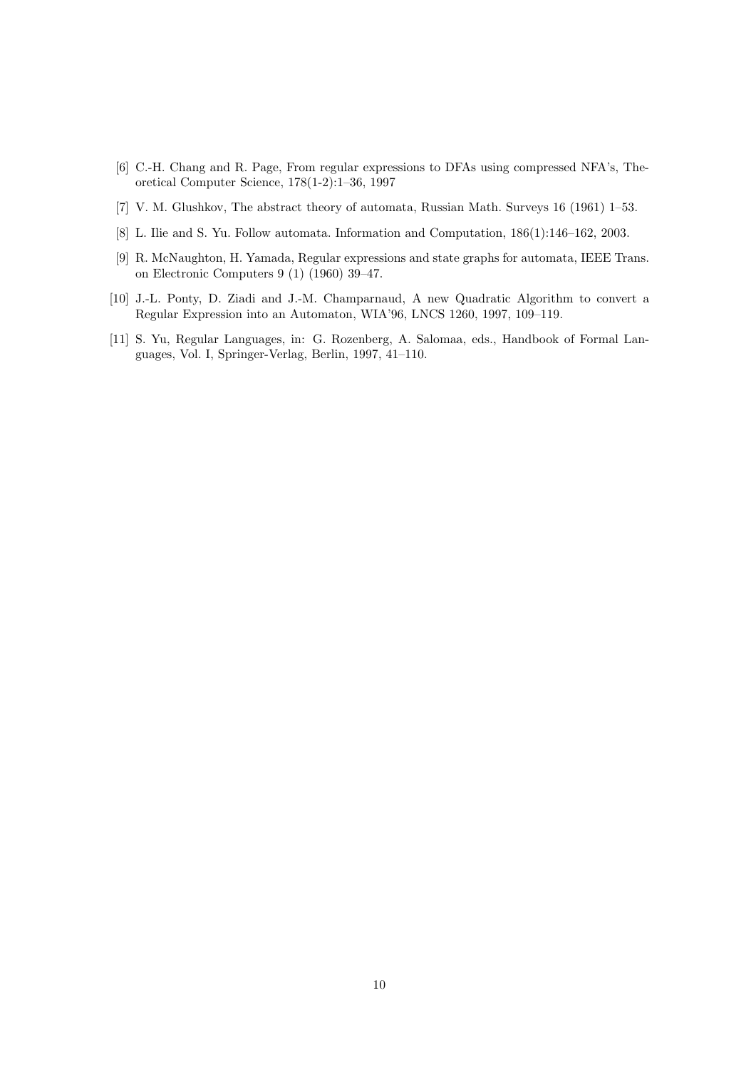[6] C.-H. Chang and R. Page, From regular expressions to DFAs using compressed NFA's, Theoretical Computer Science, 178(1-2):1–36, 1997

[7] V. M. Glushkov, The abstract theory of automata, Russian Math. Surveys 16 (1961) 1–53.

[8] L. Ilie and S. Yu. Follow automata. Information and Computation, 186(1):146–162, 2003.

[9] R. McNaughton, H. Yamada, Regular expressions and state graphs for automata, IEEE Trans. on Electronic Computers 9 (1) (1960) 39–47.

[10] J.-L. Ponty, D. Ziadi and J.-M. Champarnaud, A new Quadratic Algorithm to convert a Regular Expression into an Automaton, WIA'96, LNCS 1260, 1997, 109–119.

[11] S. Yu, Regular Languages, in: G. Rozenberg, A. Salomaa, eds., Handbook of Formal Languages, Vol. I, Springer-Verlag, Berlin, 1997, 41–110.